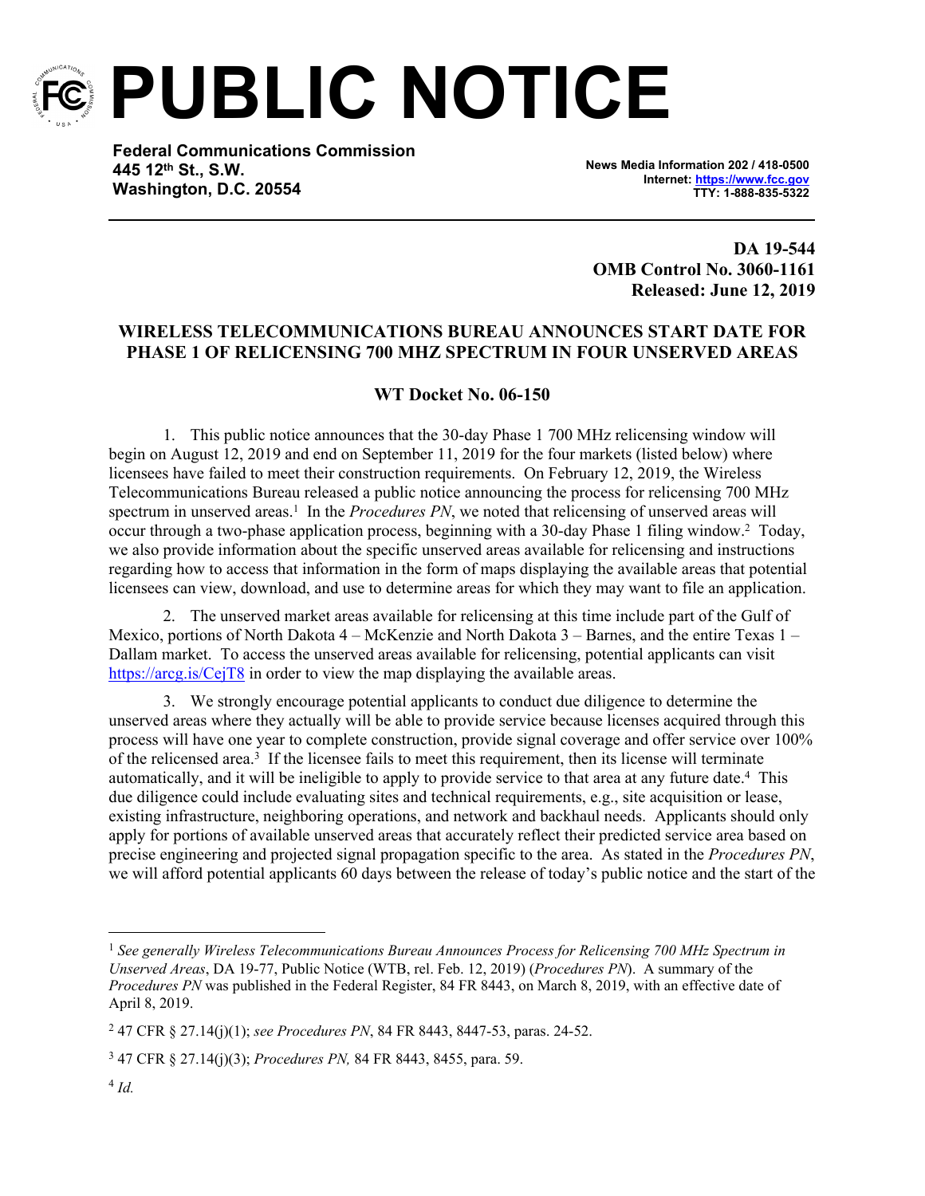# PUBLIC NOTICE

**Federal Communications Commission**
**445 12th St., S.W.**
**Washington, D.C. 20554**

**News Media Information 202 / 418-0500**
**Internet: https://www.fcc.gov**
**TTY: 1-888-835-5322**

**DA 19-544**
**OMB Control No. 3060-1161**
**Released: June 12, 2019**

## WIRELESS TELECOMMUNICATIONS BUREAU ANNOUNCES START DATE FOR PHASE 1 OF RELICENSING 700 MHZ SPECTRUM IN FOUR UNSERVED AREAS

### WT Docket No. 06-150

1. This public notice announces that the 30-day Phase 1 700 MHz relicensing window will begin on August 12, 2019 and end on September 11, 2019 for the four markets (listed below) where licensees have failed to meet their construction requirements. On February 12, 2019, the Wireless Telecommunications Bureau released a public notice announcing the process for relicensing 700 MHz spectrum in unserved areas.[1] In the *Procedures PN*, we noted that relicensing of unserved areas will occur through a two-phase application process, beginning with a 30-day Phase 1 filing window.[2] Today, we also provide information about the specific unserved areas available for relicensing and instructions regarding how to access that information in the form of maps displaying the available areas that potential licensees can view, download, and use to determine areas for which they may want to file an application.

2. The unserved market areas available for relicensing at this time include part of the Gulf of Mexico, portions of North Dakota 4 – McKenzie and North Dakota 3 – Barnes, and the entire Texas 1 – Dallam market. To access the unserved areas available for relicensing, potential applicants can visit https://arcg.is/CejT8 in order to view the map displaying the available areas.

3. We strongly encourage potential applicants to conduct due diligence to determine the unserved areas where they actually will be able to provide service because licenses acquired through this process will have one year to complete construction, provide signal coverage and offer service over 100% of the relicensed area.[3] If the licensee fails to meet this requirement, then its license will terminate automatically, and it will be ineligible to apply to provide service to that area at any future date.[4] This due diligence could include evaluating sites and technical requirements, e.g., site acquisition or lease, existing infrastructure, neighboring operations, and network and backhaul needs. Applicants should only apply for portions of available unserved areas that accurately reflect their predicted service area based on precise engineering and projected signal propagation specific to the area. As stated in the *Procedures PN*, we will afford potential applicants 60 days between the release of today's public notice and the start of the

---

[1] *See generally Wireless Telecommunications Bureau Announces Process for Relicensing 700 MHz Spectrum in Unserved Areas*, DA 19-77, Public Notice (WTB, rel. Feb. 12, 2019) (*Procedures PN*). A summary of the *Procedures PN* was published in the Federal Register, 84 FR 8443, on March 8, 2019, with an effective date of April 8, 2019.

[2] 47 CFR § 27.14(j)(1); *see Procedures PN*, 84 FR 8443, 8447-53, paras. 24-52.

[3] 47 CFR § 27.14(j)(3); *Procedures PN,* 84 FR 8443, 8455, para. 59.

[4] *Id.*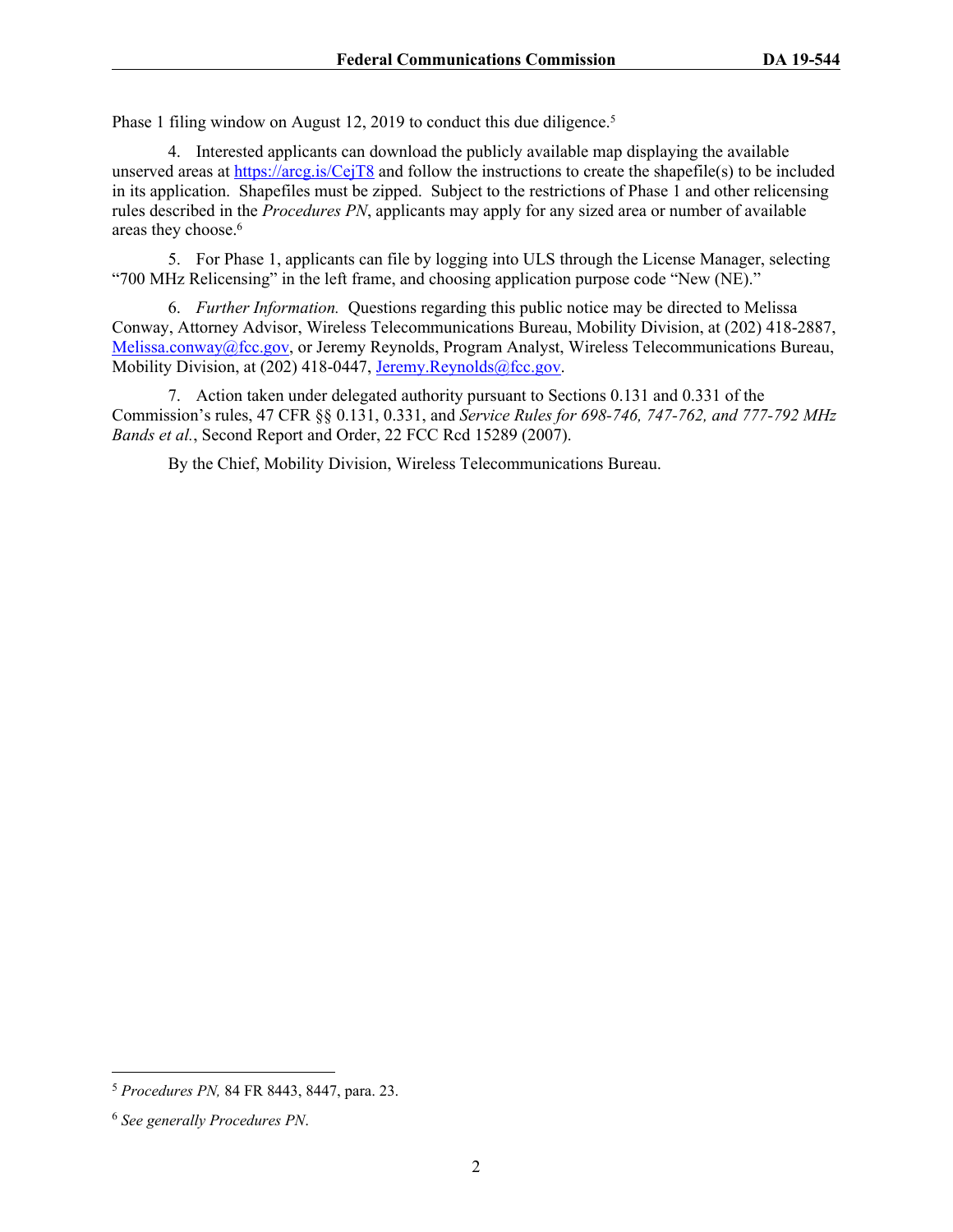Phase 1 filing window on August 12, 2019 to conduct this due diligence.[5]

4. Interested applicants can download the publicly available map displaying the available unserved areas at https://arcg.is/CejT8 and follow the instructions to create the shapefile(s) to be included in its application. Shapefiles must be zipped. Subject to the restrictions of Phase 1 and other relicensing rules described in the *Procedures PN*, applicants may apply for any sized area or number of available areas they choose.[6]

5. For Phase 1, applicants can file by logging into ULS through the License Manager, selecting "700 MHz Relicensing" in the left frame, and choosing application purpose code "New (NE)."

6. *Further Information.* Questions regarding this public notice may be directed to Melissa Conway, Attorney Advisor, Wireless Telecommunications Bureau, Mobility Division, at (202) 418-2887, Melissa.conway@fcc.gov, or Jeremy Reynolds, Program Analyst, Wireless Telecommunications Bureau, Mobility Division, at (202) 418-0447, Jeremy.Reynolds@fcc.gov.

7. Action taken under delegated authority pursuant to Sections 0.131 and 0.331 of the Commission's rules, 47 CFR §§ 0.131, 0.331, and *Service Rules for 698-746, 747-762, and 777-792 MHz Bands et al.*, Second Report and Order, 22 FCC Rcd 15289 (2007).

By the Chief, Mobility Division, Wireless Telecommunications Bureau.

---

[5] *Procedures PN,* 84 FR 8443, 8447, para. 23.

[6] *See generally Procedures PN*.